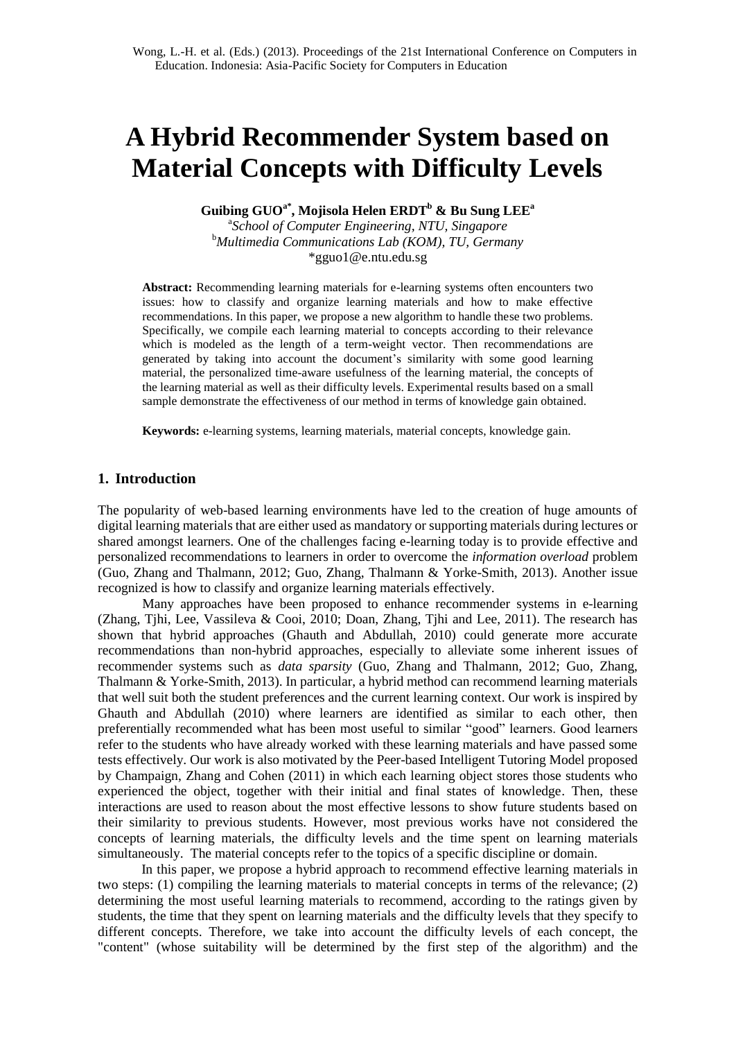Wong, L.-H. et al. (Eds.) (2013). Proceedings of the 21st International Conference on Computers in Education. Indonesia: Asia-Pacific Society for Computers in Education

# A Hybrid Recommender System based on Material Concepts with Difficulty Levels

**Guibing GUO[a*], Mojisola Helen ERDT[b] & Bu Sung LEE[a]**

[a]*School of Computer Engineering, NTU, Singapore*
[b]*Multimedia Communications Lab (KOM), TU, Germany*
*gguo1@e.ntu.edu.sg

**Abstract:** Recommending learning materials for e-learning systems often encounters two issues: how to classify and organize learning materials and how to make effective recommendations. In this paper, we propose a new algorithm to handle these two problems. Specifically, we compile each learning material to concepts according to their relevance which is modeled as the length of a term-weight vector. Then recommendations are generated by taking into account the document's similarity with some good learning material, the personalized time-aware usefulness of the learning material, the concepts of the learning material as well as their difficulty levels. Experimental results based on a small sample demonstrate the effectiveness of our method in terms of knowledge gain obtained.

**Keywords:** e-learning systems, learning materials, material concepts, knowledge gain.

## 1. Introduction

The popularity of web-based learning environments have led to the creation of huge amounts of digital learning materials that are either used as mandatory or supporting materials during lectures or shared amongst learners. One of the challenges facing e-learning today is to provide effective and personalized recommendations to learners in order to overcome the *information overload* problem (Guo, Zhang and Thalmann, 2012; Guo, Zhang, Thalmann & Yorke-Smith, 2013). Another issue recognized is how to classify and organize learning materials effectively.

Many approaches have been proposed to enhance recommender systems in e-learning (Zhang, Tjhi, Lee, Vassileva & Cooi, 2010; Doan, Zhang, Tjhi and Lee, 2011). The research has shown that hybrid approaches (Ghauth and Abdullah, 2010) could generate more accurate recommendations than non-hybrid approaches, especially to alleviate some inherent issues of recommender systems such as *data sparsity* (Guo, Zhang and Thalmann, 2012; Guo, Zhang, Thalmann & Yorke-Smith, 2013). In particular, a hybrid method can recommend learning materials that well suit both the student preferences and the current learning context. Our work is inspired by Ghauth and Abdullah (2010) where learners are identified as similar to each other, then preferentially recommended what has been most useful to similar "good" learners. Good learners refer to the students who have already worked with these learning materials and have passed some tests effectively. Our work is also motivated by the Peer-based Intelligent Tutoring Model proposed by Champaign, Zhang and Cohen (2011) in which each learning object stores those students who experienced the object, together with their initial and final states of knowledge. Then, these interactions are used to reason about the most effective lessons to show future students based on their similarity to previous students. However, most previous works have not considered the concepts of learning materials, the difficulty levels and the time spent on learning materials simultaneously. The material concepts refer to the topics of a specific discipline or domain.

In this paper, we propose a hybrid approach to recommend effective learning materials in two steps: (1) compiling the learning materials to material concepts in terms of the relevance; (2) determining the most useful learning materials to recommend, according to the ratings given by students, the time that they spent on learning materials and the difficulty levels that they specify to different concepts. Therefore, we take into account the difficulty levels of each concept, the "content" (whose suitability will be determined by the first step of the algorithm) and the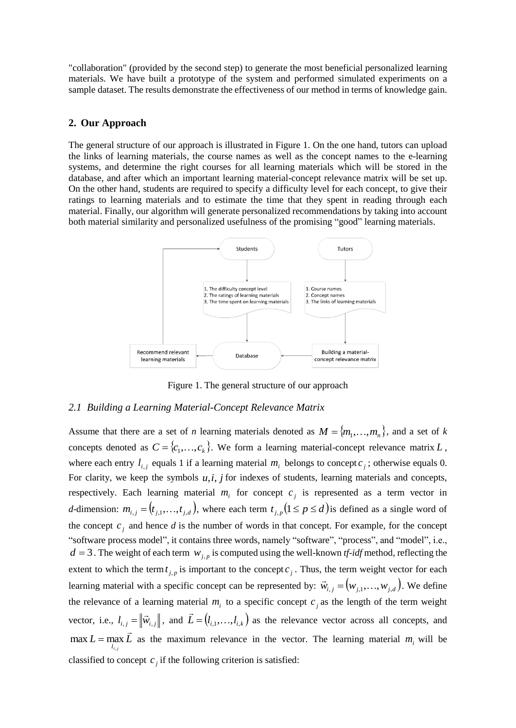"collaboration" (provided by the second step) to generate the most beneficial personalized learning materials. We have built a prototype of the system and performed simulated experiments on a sample dataset. The results demonstrate the effectiveness of our method in terms of knowledge gain.

## 2. Our Approach

The general structure of our approach is illustrated in Figure 1. On the one hand, tutors can upload the links of learning materials, the course names as well as the concept names to the e-learning systems, and determine the right courses for all learning materials which will be stored in the database, and after which an important learning material-concept relevance matrix will be set up. On the other hand, students are required to specify a difficulty level for each concept, to give their ratings to learning materials and to estimate the time that they spent in reading through each material. Finally, our algorithm will generate personalized recommendations by taking into account both material similarity and personalized usefulness of the promising "good" learning materials.

Figure 1. The general structure of our approach

### *2.1 Building a Learning Material-Concept Relevance Matrix*

Assume that there are a set of *n* learning materials denoted as $M = \{m_1, \ldots, m_n\}$, and a set of *k* concepts denoted as $C = \{c_1, \ldots, c_k\}$. We form a learning material-concept relevance matrix $L$, where each entry $l_{i,j}$ equals 1 if a learning material $m_i$ belongs to concept $c_j$; otherwise equals 0. For clarity, we keep the symbols $u, i, j$ for indexes of students, learning materials and concepts, respectively. Each learning material $m_i$ for concept $c_j$ is represented as a term vector in *d*-dimension: $m_{i,j} = (t_{j,1}, \ldots, t_{j,d})$, where each term $t_{j,p} (1 \leq p \leq d)$ is defined as a single word of the concept $c_j$ and hence *d* is the number of words in that concept. For example, for the concept "software process model", it contains three words, namely "software", "process", and "model", i.e., $d = 3$. The weight of each term $w_{j,p}$ is computed using the well-known *tf-idf* method, reflecting the extent to which the term $t_{j,p}$ is important to the concept $c_j$. Thus, the term weight vector for each learning material with a specific concept can be represented by: $\vec{w}_{i,j} = (w_{j,1}, \ldots, w_{j,d})$. We define the relevance of a learning material $m_i$ to a specific concept $c_j$ as the length of the term weight vector, i.e., $l_{i,j} = \|\vec{w}_{i,j}\|$, and $\vec{L} = (l_{i,1}, \ldots, l_{i,k})$ as the relevance vector across all concepts, and $\max L = \max_{l_{i,j}} \vec{L}$ as the maximum relevance in the vector. The learning material $m_i$ will be classified to concept $c_j$ if the following criterion is satisfied: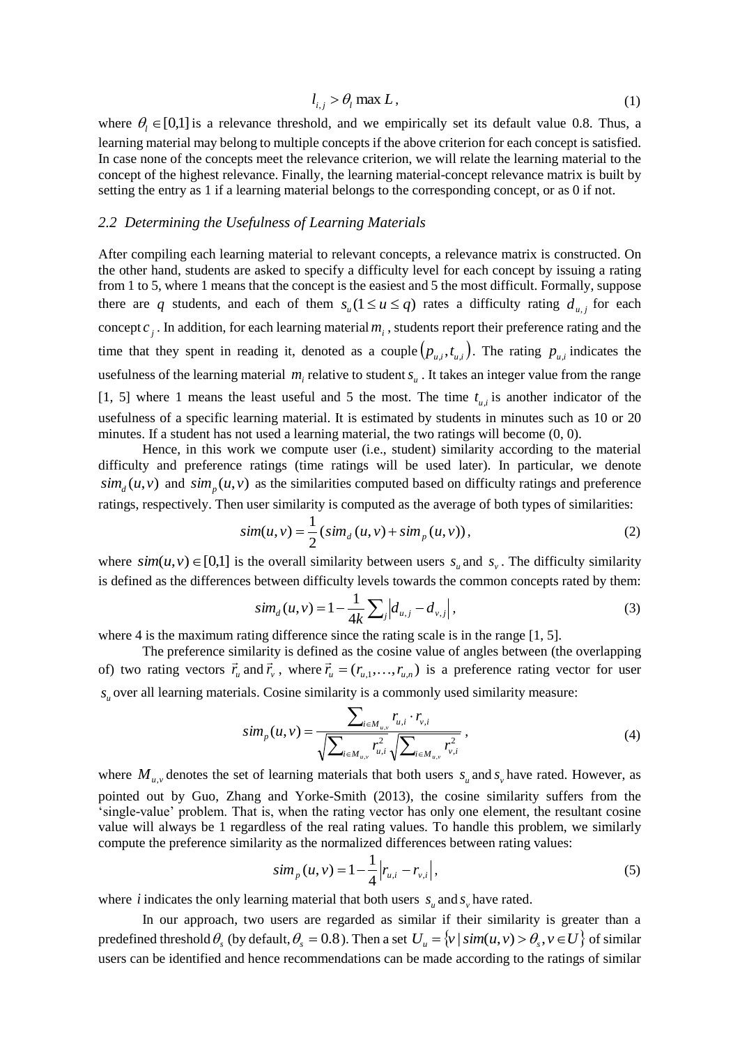$$l_{i,j} > \theta_l \max L, \tag{1}$$

where $\theta_l \in [0,1]$ is a relevance threshold, and we empirically set its default value 0.8. Thus, a learning material may belong to multiple concepts if the above criterion for each concept is satisfied. In case none of the concepts meet the relevance criterion, we will relate the learning material to the concept of the highest relevance. Finally, the learning material-concept relevance matrix is built by setting the entry as 1 if a learning material belongs to the corresponding concept, or as 0 if not.

## *2.2 Determining the Usefulness of Learning Materials*

After compiling each learning material to relevant concepts, a relevance matrix is constructed. On the other hand, students are asked to specify a difficulty level for each concept by issuing a rating from 1 to 5, where 1 means that the concept is the easiest and 5 the most difficult. Formally, suppose there are $q$ students, and each of them $s_u (1 \le u \le q)$ rates a difficulty rating $d_{u,j}$ for each concept $c_j$. In addition, for each learning material $m_i$, students report their preference rating and the time that they spent in reading it, denoted as a couple $(p_{u,i}, t_{u,i})$. The rating $p_{u,i}$ indicates the usefulness of the learning material $m_i$ relative to student $s_u$. It takes an integer value from the range [1, 5] where 1 means the least useful and 5 the most. The time $t_{u,i}$ is another indicator of the usefulness of a specific learning material. It is estimated by students in minutes such as 10 or 20 minutes. If a student has not used a learning material, the two ratings will become (0, 0).

Hence, in this work we compute user (i.e., student) similarity according to the material difficulty and preference ratings (time ratings will be used later). In particular, we denote $sim_d(u,v)$ and $sim_p(u,v)$ as the similarities computed based on difficulty ratings and preference ratings, respectively. Then user similarity is computed as the average of both types of similarities:

$$sim(u,v) = \frac{1}{2}(sim_d(u,v) + sim_p(u,v)), \tag{2}$$

where $sim(u,v) \in [0,1]$ is the overall similarity between users $s_u$ and $s_v$. The difficulty similarity is defined as the differences between difficulty levels towards the common concepts rated by them:

$$sim_d(u,v) = 1 - \frac{1}{4k}\sum_j \left| d_{u,j} - d_{v,j} \right|, \tag{3}$$

where 4 is the maximum rating difference since the rating scale is in the range [1, 5].

The preference similarity is defined as the cosine value of angles between (the overlapping of) two rating vectors $\vec{r}_u$ and $\vec{r}_v$, where $\vec{r}_u = (r_{u,1}, \ldots, r_{u,n})$ is a preference rating vector for user $s_u$ over all learning materials. Cosine similarity is a commonly used similarity measure:

$$sim_p(u,v) = \frac{\sum_{i \in M_{u,v}} r_{u,i} \cdot r_{v,i}}{\sqrt{\sum_{i \in M_{u,v}} r_{u,i}^2}\sqrt{\sum_{i \in M_{u,v}} r_{v,i}^2}}, \tag{4}$$

where $M_{u,v}$ denotes the set of learning materials that both users $s_u$ and $s_v$ have rated. However, as pointed out by Guo, Zhang and Yorke-Smith (2013), the cosine similarity suffers from the 'single-value' problem. That is, when the rating vector has only one element, the resultant cosine value will always be 1 regardless of the real rating values. To handle this problem, we similarly compute the preference similarity as the normalized differences between rating values:

$$sim_p(u,v) = 1 - \frac{1}{4}\left| r_{u,i} - r_{v,i} \right|, \tag{5}$$

where $i$ indicates the only learning material that both users $s_u$ and $s_v$ have rated.

In our approach, two users are regarded as similar if their similarity is greater than a predefined threshold $\theta_s$ (by default, $\theta_s = 0.8$). Then a set $U_u = \{v \mid sim(u,v) > \theta_s, v \in U\}$ of similar users can be identified and hence recommendations can be made according to the ratings of similar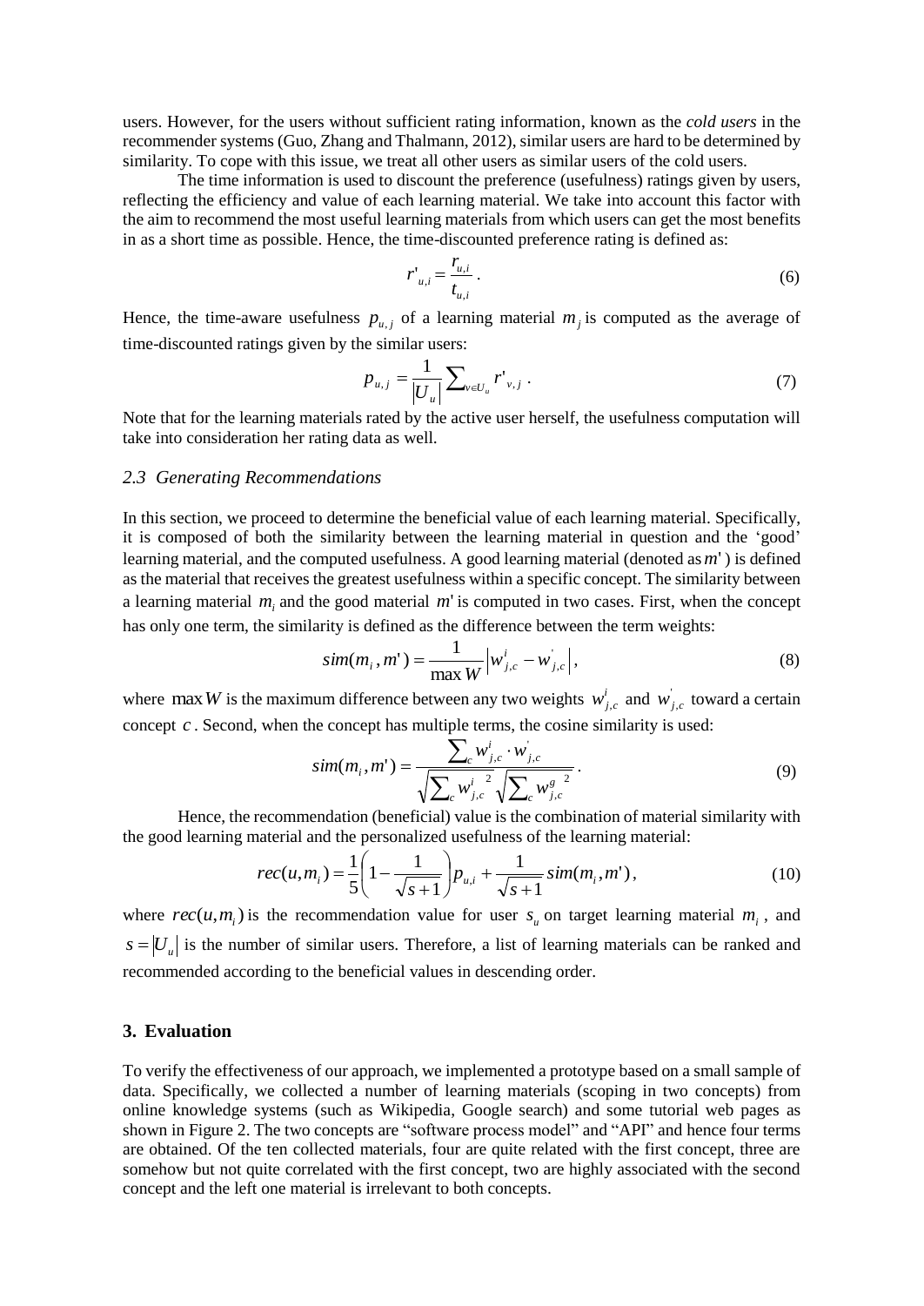users. However, for the users without sufficient rating information, known as the *cold users* in the recommender systems (Guo, Zhang and Thalmann, 2012), similar users are hard to be determined by similarity. To cope with this issue, we treat all other users as similar users of the cold users.

The time information is used to discount the preference (usefulness) ratings given by users, reflecting the efficiency and value of each learning material. We take into account this factor with the aim to recommend the most useful learning materials from which users can get the most benefits in as a short time as possible. Hence, the time-discounted preference rating is defined as:

$$r'_{u,i} = \frac{r_{u,i}}{t_{u,i}}. \tag{6}$$

Hence, the time-aware usefulness $p_{u,j}$ of a learning material $m_j$ is computed as the average of time-discounted ratings given by the similar users:

$$p_{u,j} = \frac{1}{|U_u|} \sum_{v \in U_u} r'_{v,j}. \tag{7}$$

Note that for the learning materials rated by the active user herself, the usefulness computation will take into consideration her rating data as well.

### 2.3 Generating Recommendations

In this section, we proceed to determine the beneficial value of each learning material. Specifically, it is composed of both the similarity between the learning material in question and the 'good' learning material, and the computed usefulness. A good learning material (denoted as $m'$) is defined as the material that receives the greatest usefulness within a specific concept. The similarity between a learning material $m_i$ and the good material $m'$ is computed in two cases. First, when the concept has only one term, the similarity is defined as the difference between the term weights:

$$sim(m_i, m') = \frac{1}{\max W} \left| w^i_{j,c} - w^{'}_{j,c} \right|, \tag{8}$$

where $\max W$ is the maximum difference between any two weights $w^i_{j,c}$ and $w^{'}_{j,c}$ toward a certain concept $c$. Second, when the concept has multiple terms, the cosine similarity is used:

$$sim(m_i, m') = \frac{\sum_c w^i_{j,c} \cdot w^{'}_{j,c}}{\sqrt{\sum_c {w^i_{j,c}}^2} \sqrt{\sum_c {w^g_{j,c}}^2}}. \tag{9}$$

Hence, the recommendation (beneficial) value is the combination of material similarity with the good learning material and the personalized usefulness of the learning material:

$$rec(u, m_i) = \frac{1}{5}\left(1 - \frac{1}{\sqrt{s+1}}\right) p_{u,i} + \frac{1}{\sqrt{s+1}} sim(m_i, m'), \tag{10}$$

where $rec(u, m_i)$ is the recommendation value for user $s_u$ on target learning material $m_i$, and $s = |U_u|$ is the number of similar users. Therefore, a list of learning materials can be ranked and recommended according to the beneficial values in descending order.

## 3. Evaluation

To verify the effectiveness of our approach, we implemented a prototype based on a small sample of data. Specifically, we collected a number of learning materials (scoping in two concepts) from online knowledge systems (such as Wikipedia, Google search) and some tutorial web pages as shown in Figure 2. The two concepts are "software process model" and "API" and hence four terms are obtained. Of the ten collected materials, four are quite related with the first concept, three are somehow but not quite correlated with the first concept, two are highly associated with the second concept and the left one material is irrelevant to both concepts.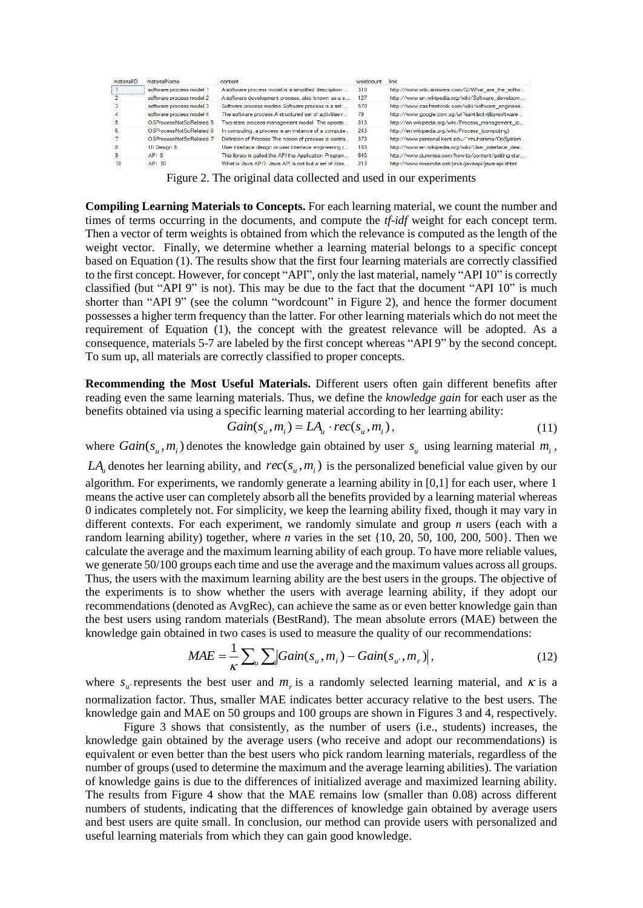| materialID | materialName | content | wordcount | link |
| --- | --- | --- | --- | --- |
| 1 | software process model 1 | A software process model is a simplified description ... | 310 | http://www.wiki.answers.com/Q/What_are_the_softw... |
| 2 | software process model 2 | A software development process, also known as a s... | 127 | http://www.en.wikipedia.org/wiki/Software_developm... |
| 3 | software process model 3 | Software process models.Software process is a set ... | 570 | http://www.csa.freetonik.com/wiki/software_engineeri... |
| 4 | software process model 4 | The software process.A structured set of activities r... | 79 | http://www.google.com.sg/url?sa=t&rct=j&q=software... |
| 5 | OSProcessNotSoRelated 5 | Two-state process management model. The operati... | 813 | http://en.wikipedia.org/wiki/Process_management_(c... |
| 6 | OSProcessNotSoRelated 6 | In computing, a process is an instance of a compute... | 243 | http://en.wikipedia.org/wiki/Process_(computing) |
| 7 | OSProcessNotSoRelated 7 | Definition of Process The notion of process is centra... | 373 | http://www.personal.kent.edu/~rmuhamma/OpSystem... |
| 8 | UI Design 8 | User interface design or user interface engineering i... | 183 | http://www.en.wikipedia.org/wiki/User_interface_des... |
| 9 | API 9 | This library is called the API the Application Program... | 645 | http://www.dummies.com/how-to/content/getting-star... |
| 10 | API 10 | What is Java API? Java API is not but a set of clas... | 213 | http://www.roseindia.net/java/javaapi/java-api.shtml |

Figure 2. The original data collected and used in our experiments

**Compiling Learning Materials to Concepts.** For each learning material, we count the number and times of terms occurring in the documents, and compute the *tf-idf* weight for each concept term. Then a vector of term weights is obtained from which the relevance is computed as the length of the weight vector. Finally, we determine whether a learning material belongs to a specific concept based on Equation (1). The results show that the first four learning materials are correctly classified to the first concept. However, for concept "API", only the last material, namely "API 10" is correctly classified (but "API 9" is not). This may be due to the fact that the document "API 10" is much shorter than "API 9" (see the column "wordcount" in Figure 2), and hence the former document possesses a higher term frequency than the latter. For other learning materials which do not meet the requirement of Equation (1), the concept with the greatest relevance will be adopted. As a consequence, materials 5-7 are labeled by the first concept whereas "API 9" by the second concept. To sum up, all materials are correctly classified to proper concepts.

**Recommending the Most Useful Materials.** Different users often gain different benefits after reading even the same learning materials. Thus, we define the *knowledge gain* for each user as the benefits obtained via using a specific learning material according to her learning ability:

$$Gain(s_u, m_i) = LA_u \cdot rec(s_u, m_i), \tag{11}$$

where $Gain(s_u, m_i)$ denotes the knowledge gain obtained by user $s_u$ using learning material $m_i$, $LA_u$ denotes her learning ability, and $rec(s_u, m_i)$ is the personalized beneficial value given by our algorithm. For experiments, we randomly generate a learning ability in [0,1] for each user, where 1 means the active user can completely absorb all the benefits provided by a learning material whereas 0 indicates completely not. For simplicity, we keep the learning ability fixed, though it may vary in different contexts. For each experiment, we randomly simulate and group $n$ users (each with a random learning ability) together, where $n$ varies in the set {10, 20, 50, 100, 200, 500}. Then we calculate the average and the maximum learning ability of each group. To have more reliable values, we generate 50/100 groups each time and use the average and the maximum values across all groups. Thus, the users with the maximum learning ability are the best users in the groups. The objective of the experiments is to show whether the users with average learning ability, if they adopt our recommendations (denoted as AvgRec), can achieve the same as or even better knowledge gain than the best users using random materials (BestRand). The mean absolute errors (MAE) between the knowledge gain obtained in two cases is used to measure the quality of our recommendations:

$$MAE = \frac{1}{\kappa}\sum_u \sum_i \left| Gain(s_u, m_i) - Gain(s_{u'}, m_r) \right|, \tag{12}$$

where $s_{u'}$ represents the best user and $m_r$ is a randomly selected learning material, and $\kappa$ is a normalization factor. Thus, smaller MAE indicates better accuracy relative to the best users. The knowledge gain and MAE on 50 groups and 100 groups are shown in Figures 3 and 4, respectively.

Figure 3 shows that consistently, as the number of users (i.e., students) increases, the knowledge gain obtained by the average users (who receive and adopt our recommendations) is equivalent or even better than the best users who pick random learning materials, regardless of the number of groups (used to determine the maximum and the average learning abilities). The variation of knowledge gains is due to the differences of initialized average and maximized learning ability. The results from Figure 4 show that the MAE remains low (smaller than 0.08) across different numbers of students, indicating that the differences of knowledge gain obtained by average users and best users are quite small. In conclusion, our method can provide users with personalized and useful learning materials from which they can gain good knowledge.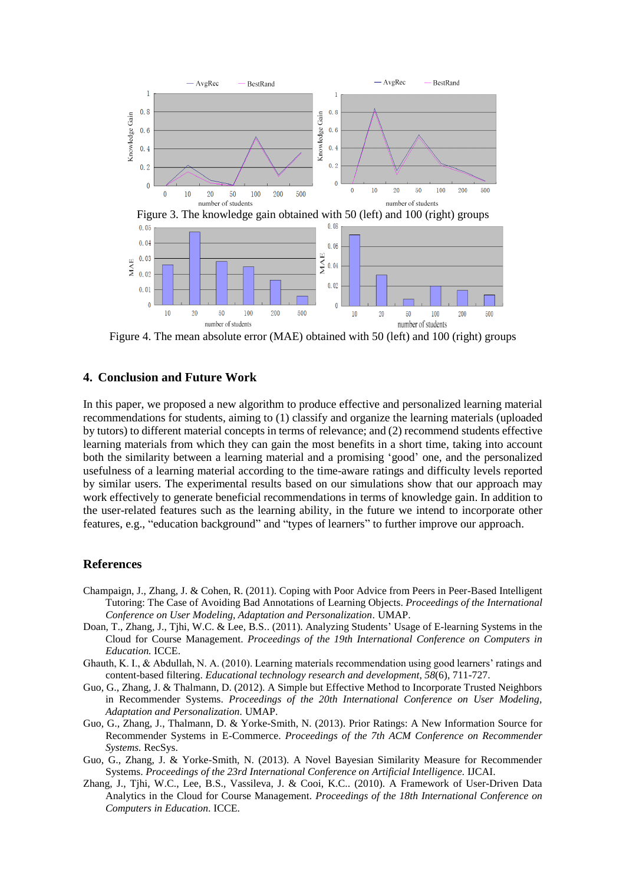AvgRec BestRand

Knowledge Gain

1
0.8
0.6
0.4
0.2
0

0 10 20 50 100 200 500

number of students

AvgRec BestRand

Knowledge Gain

1
0.8
0.6
0.4
0.2
0

0 10 20 50 100 200 500

number of students

Figure 3. The knowledge gain obtained with 50 (left) and 100 (right) groups

MAE

0.05
0.04
0.03
0.02
0.01
0

10 20 50 100 200 500

number of students

MAE

0.08
0.06
0.04
0.02
0

10 20 50 100 200 500

number of students

Figure 4. The mean absolute error (MAE) obtained with 50 (left) and 100 (right) groups

## 4. Conclusion and Future Work

In this paper, we proposed a new algorithm to produce effective and personalized learning material recommendations for students, aiming to (1) classify and organize the learning materials (uploaded by tutors) to different material concepts in terms of relevance; and (2) recommend students effective learning materials from which they can gain the most benefits in a short time, taking into account both the similarity between a learning material and a promising 'good' one, and the personalized usefulness of a learning material according to the time-aware ratings and difficulty levels reported by similar users. The experimental results based on our simulations show that our approach may work effectively to generate beneficial recommendations in terms of knowledge gain. In addition to the user-related features such as the learning ability, in the future we intend to incorporate other features, e.g., "education background" and "types of learners" to further improve our approach.

## References

Champaign, J., Zhang, J. & Cohen, R. (2011). Coping with Poor Advice from Peers in Peer-Based Intelligent Tutoring: The Case of Avoiding Bad Annotations of Learning Objects. *Proceedings of the International Conference on User Modeling, Adaptation and Personalization*. UMAP.

Doan, T., Zhang, J., Tjhi, W.C. & Lee, B.S.. (2011). Analyzing Students' Usage of E-learning Systems in the Cloud for Course Management. *Proceedings of the 19th International Conference on Computers in Education.* ICCE.

Ghauth, K. I., & Abdullah, N. A. (2010). Learning materials recommendation using good learners' ratings and content-based filtering. *Educational technology research and development*, *58*(6), 711-727.

Guo, G., Zhang, J. & Thalmann, D. (2012). A Simple but Effective Method to Incorporate Trusted Neighbors in Recommender Systems. *Proceedings of the 20th International Conference on User Modeling, Adaptation and Personalization.* UMAP.

Guo, G., Zhang, J., Thalmann, D. & Yorke-Smith, N. (2013). Prior Ratings: A New Information Source for Recommender Systems in E-Commerce. *Proceedings of the 7th ACM Conference on Recommender Systems.* RecSys.

Guo, G., Zhang, J. & Yorke-Smith, N. (2013). A Novel Bayesian Similarity Measure for Recommender Systems. *Proceedings of the 23rd International Conference on Artificial Intelligence.* IJCAI.

Zhang, J., Tjhi, W.C., Lee, B.S., Vassileva, J. & Cooi, K.C.. (2010). A Framework of User-Driven Data Analytics in the Cloud for Course Management. *Proceedings of the 18th International Conference on Computers in Education*. ICCE.